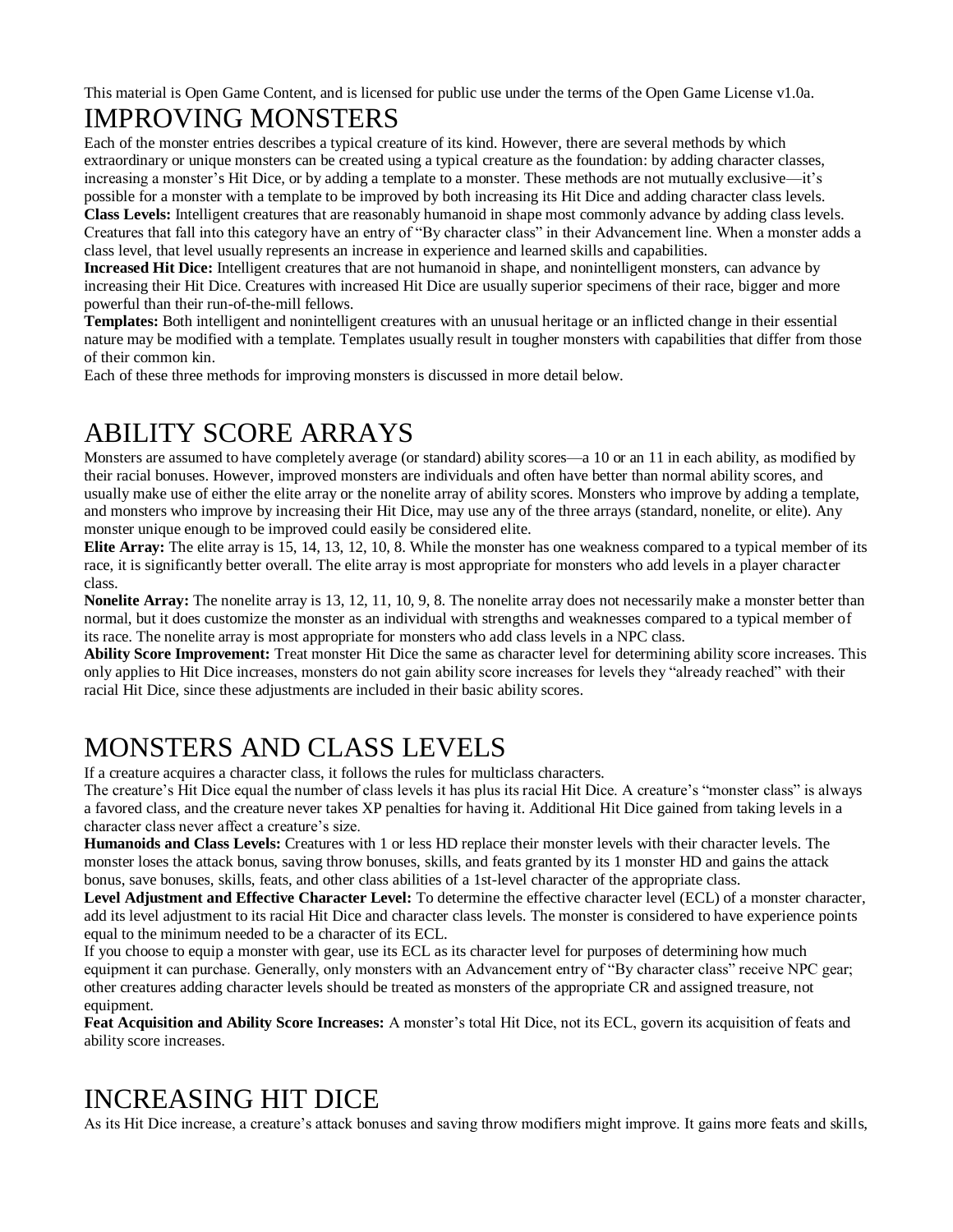This material is Open Game Content, and is licensed for public use under the terms of the Open Game License v1.0a.

# IMPROVING MONSTERS

Each of the monster entries describes a typical creature of its kind. However, there are several methods by which extraordinary or unique monsters can be created using a typical creature as the foundation: by adding character classes, increasing a monster's Hit Dice, or by adding a template to a monster. These methods are not mutually exclusive—it's possible for a monster with a template to be improved by both increasing its Hit Dice and adding character class levels.

**Class Levels:** Intelligent creatures that are reasonably humanoid in shape most commonly advance by adding class levels. Creatures that fall into this category have an entry of "By character class" in their Advancement line. When a monster adds a class level, that level usually represents an increase in experience and learned skills and capabilities.

**Increased Hit Dice:** Intelligent creatures that are not humanoid in shape, and nonintelligent monsters, can advance by increasing their Hit Dice. Creatures with increased Hit Dice are usually superior specimens of their race, bigger and more powerful than their run-of-the-mill fellows.

**Templates:** Both intelligent and nonintelligent creatures with an unusual heritage or an inflicted change in their essential nature may be modified with a template. Templates usually result in tougher monsters with capabilities that differ from those of their common kin.

Each of these three methods for improving monsters is discussed in more detail below.

# ABILITY SCORE ARRAYS

Monsters are assumed to have completely average (or standard) ability scores—a 10 or an 11 in each ability, as modified by their racial bonuses. However, improved monsters are individuals and often have better than normal ability scores, and usually make use of either the elite array or the nonelite array of ability scores. Monsters who improve by adding a template, and monsters who improve by increasing their Hit Dice, may use any of the three arrays (standard, nonelite, or elite). Any monster unique enough to be improved could easily be considered elite.

**Elite Array:** The elite array is 15, 14, 13, 12, 10, 8. While the monster has one weakness compared to a typical member of its race, it is significantly better overall. The elite array is most appropriate for monsters who add levels in a player character class.

**Nonelite Array:** The nonelite array is 13, 12, 11, 10, 9, 8. The nonelite array does not necessarily make a monster better than normal, but it does customize the monster as an individual with strengths and weaknesses compared to a typical member of its race. The nonelite array is most appropriate for monsters who add class levels in a NPC class.

**Ability Score Improvement:** Treat monster Hit Dice the same as character level for determining ability score increases. This only applies to Hit Dice increases, monsters do not gain ability score increases for levels they "already reached" with their racial Hit Dice, since these adjustments are included in their basic ability scores.

# MONSTERS AND CLASS LEVELS

If a creature acquires a character class, it follows the rules for multiclass characters.

The creature's Hit Dice equal the number of class levels it has plus its racial Hit Dice. A creature's "monster class" is always a favored class, and the creature never takes XP penalties for having it. Additional Hit Dice gained from taking levels in a character class never affect a creature's size.

**Humanoids and Class Levels:** Creatures with 1 or less HD replace their monster levels with their character levels. The monster loses the attack bonus, saving throw bonuses, skills, and feats granted by its 1 monster HD and gains the attack bonus, save bonuses, skills, feats, and other class abilities of a 1st-level character of the appropriate class.

**Level Adjustment and Effective Character Level:** To determine the effective character level (ECL) of a monster character, add its level adjustment to its racial Hit Dice and character class levels. The monster is considered to have experience points equal to the minimum needed to be a character of its ECL.

If you choose to equip a monster with gear, use its ECL as its character level for purposes of determining how much equipment it can purchase. Generally, only monsters with an Advancement entry of "By character class" receive NPC gear; other creatures adding character levels should be treated as monsters of the appropriate CR and assigned treasure, not equipment.

**Feat Acquisition and Ability Score Increases:** A monster's total Hit Dice, not its ECL, govern its acquisition of feats and ability score increases.

# INCREASING HIT DICE

As its Hit Dice increase, a creature's attack bonuses and saving throw modifiers might improve. It gains more feats and skills,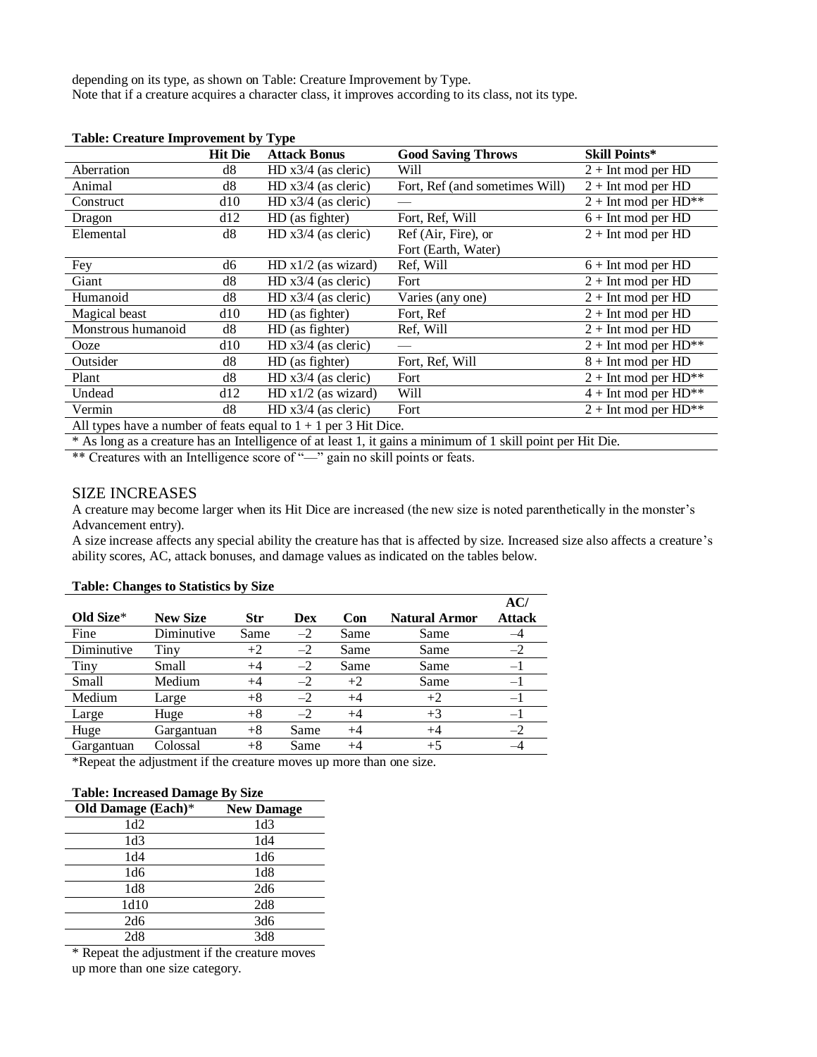depending on its type, as shown on Table: Creature Improvement by Type.
Note that if a creature acquires a character class, it improves according to its class, not its type.

**Table: Creature Improvement by Type**

| | Hit Die | Attack Bonus | Good Saving Throws | Skill Points* |
|---|---|---|---|---|
| Aberration | d8 | HD x3/4 (as cleric) | Will | 2 + Int mod per HD |
| Animal | d8 | HD x3/4 (as cleric) | Fort, Ref (and sometimes Will) | 2 + Int mod per HD |
| Construct | d10 | HD x3/4 (as cleric) | — | 2 + Int mod per HD** |
| Dragon | d12 | HD (as fighter) | Fort, Ref, Will | 6 + Int mod per HD |
| Elemental | d8 | HD x3/4 (as cleric) | Ref (Air, Fire), or Fort (Earth, Water) | 2 + Int mod per HD |
| Fey | d6 | HD x1/2 (as wizard) | Ref, Will | 6 + Int mod per HD |
| Giant | d8 | HD x3/4 (as cleric) | Fort | 2 + Int mod per HD |
| Humanoid | d8 | HD x3/4 (as cleric) | Varies (any one) | 2 + Int mod per HD |
| Magical beast | d10 | HD (as fighter) | Fort, Ref | 2 + Int mod per HD |
| Monstrous humanoid | d8 | HD (as fighter) | Ref, Will | 2 + Int mod per HD |
| Ooze | d10 | HD x3/4 (as cleric) | — | 2 + Int mod per HD** |
| Outsider | d8 | HD (as fighter) | Fort, Ref, Will | 8 + Int mod per HD |
| Plant | d8 | HD x3/4 (as cleric) | Fort | 2 + Int mod per HD** |
| Undead | d12 | HD x1/2 (as wizard) | Will | 4 + Int mod per HD** |
| Vermin | d8 | HD x3/4 (as cleric) | Fort | 2 + Int mod per HD** |

All types have a number of feats equal to 1 + 1 per 3 Hit Dice.

* As long as a creature has an Intelligence of at least 1, it gains a minimum of 1 skill point per Hit Die.

** Creatures with an Intelligence score of "—" gain no skill points or feats.

## SIZE INCREASES

A creature may become larger when its Hit Dice are increased (the new size is noted parenthetically in the monster's Advancement entry).

A size increase affects any special ability the creature has that is affected by size. Increased size also affects a creature's ability scores, AC, attack bonuses, and damage values as indicated on the tables below.

**Table: Changes to Statistics by Size**

| Old Size* | New Size | Str | Dex | Con | Natural Armor | AC/ Attack |
|---|---|---|---|---|---|---|
| Fine | Diminutive | Same | –2 | Same | Same | –4 |
| Diminutive | Tiny | +2 | –2 | Same | Same | –2 |
| Tiny | Small | +4 | –2 | Same | Same | –1 |
| Small | Medium | +4 | –2 | +2 | Same | –1 |
| Medium | Large | +8 | –2 | +4 | +2 | –1 |
| Large | Huge | +8 | –2 | +4 | +3 | –1 |
| Huge | Gargantuan | +8 | Same | +4 | +4 | –2 |
| Gargantuan | Colossal | +8 | Same | +4 | +5 | –4 |

*Repeat the adjustment if the creature moves up more than one size.

**Table: Increased Damage By Size**

| Old Damage (Each)* | New Damage |
|---|---|
| 1d2 | 1d3 |
| 1d3 | 1d4 |
| 1d4 | 1d6 |
| 1d6 | 1d8 |
| 1d8 | 2d6 |
| 1d10 | 2d8 |
| 2d6 | 3d6 |
| 2d8 | 3d8 |

* Repeat the adjustment if the creature moves up more than one size category.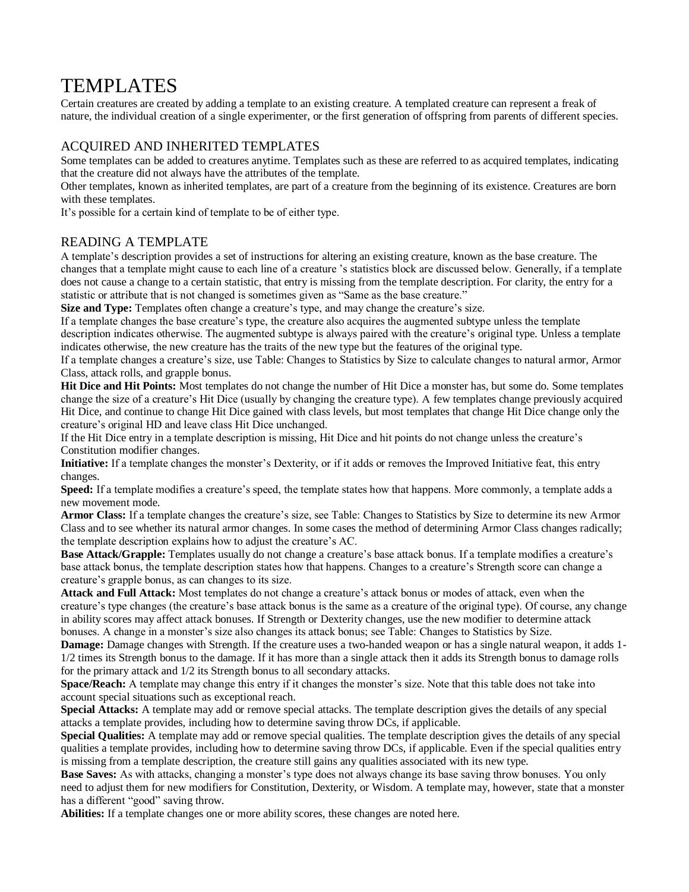# TEMPLATES

Certain creatures are created by adding a template to an existing creature. A templated creature can represent a freak of nature, the individual creation of a single experimenter, or the first generation of offspring from parents of different species.

## ACQUIRED AND INHERITED TEMPLATES

Some templates can be added to creatures anytime. Templates such as these are referred to as acquired templates, indicating that the creature did not always have the attributes of the template.

Other templates, known as inherited templates, are part of a creature from the beginning of its existence. Creatures are born with these templates.

It's possible for a certain kind of template to be of either type.

## READING A TEMPLATE

A template's description provides a set of instructions for altering an existing creature, known as the base creature. The changes that a template might cause to each line of a creature 's statistics block are discussed below. Generally, if a template does not cause a change to a certain statistic, that entry is missing from the template description. For clarity, the entry for a statistic or attribute that is not changed is sometimes given as "Same as the base creature."

**Size and Type:** Templates often change a creature's type, and may change the creature's size.

If a template changes the base creature's type, the creature also acquires the augmented subtype unless the template description indicates otherwise. The augmented subtype is always paired with the creature's original type. Unless a template indicates otherwise, the new creature has the traits of the new type but the features of the original type.

If a template changes a creature's size, use Table: Changes to Statistics by Size to calculate changes to natural armor, Armor Class, attack rolls, and grapple bonus.

**Hit Dice and Hit Points:** Most templates do not change the number of Hit Dice a monster has, but some do. Some templates change the size of a creature's Hit Dice (usually by changing the creature type). A few templates change previously acquired Hit Dice, and continue to change Hit Dice gained with class levels, but most templates that change Hit Dice change only the creature's original HD and leave class Hit Dice unchanged.

If the Hit Dice entry in a template description is missing, Hit Dice and hit points do not change unless the creature's Constitution modifier changes.

**Initiative:** If a template changes the monster's Dexterity, or if it adds or removes the Improved Initiative feat, this entry changes.

**Speed:** If a template modifies a creature's speed, the template states how that happens. More commonly, a template adds a new movement mode.

**Armor Class:** If a template changes the creature's size, see Table: Changes to Statistics by Size to determine its new Armor Class and to see whether its natural armor changes. In some cases the method of determining Armor Class changes radically; the template description explains how to adjust the creature's AC.

**Base Attack/Grapple:** Templates usually do not change a creature's base attack bonus. If a template modifies a creature's base attack bonus, the template description states how that happens. Changes to a creature's Strength score can change a creature's grapple bonus, as can changes to its size.

**Attack and Full Attack:** Most templates do not change a creature's attack bonus or modes of attack, even when the creature's type changes (the creature's base attack bonus is the same as a creature of the original type). Of course, any change in ability scores may affect attack bonuses. If Strength or Dexterity changes, use the new modifier to determine attack bonuses. A change in a monster's size also changes its attack bonus; see Table: Changes to Statistics by Size.

**Damage:** Damage changes with Strength. If the creature uses a two-handed weapon or has a single natural weapon, it adds 1-1/2 times its Strength bonus to the damage. If it has more than a single attack then it adds its Strength bonus to damage rolls for the primary attack and 1/2 its Strength bonus to all secondary attacks.

**Space/Reach:** A template may change this entry if it changes the monster's size. Note that this table does not take into account special situations such as exceptional reach.

**Special Attacks:** A template may add or remove special attacks. The template description gives the details of any special attacks a template provides, including how to determine saving throw DCs, if applicable.

**Special Qualities:** A template may add or remove special qualities. The template description gives the details of any special qualities a template provides, including how to determine saving throw DCs, if applicable. Even if the special qualities entry is missing from a template description, the creature still gains any qualities associated with its new type.

**Base Saves:** As with attacks, changing a monster's type does not always change its base saving throw bonuses. You only need to adjust them for new modifiers for Constitution, Dexterity, or Wisdom. A template may, however, state that a monster has a different "good" saving throw.

**Abilities:** If a template changes one or more ability scores, these changes are noted here.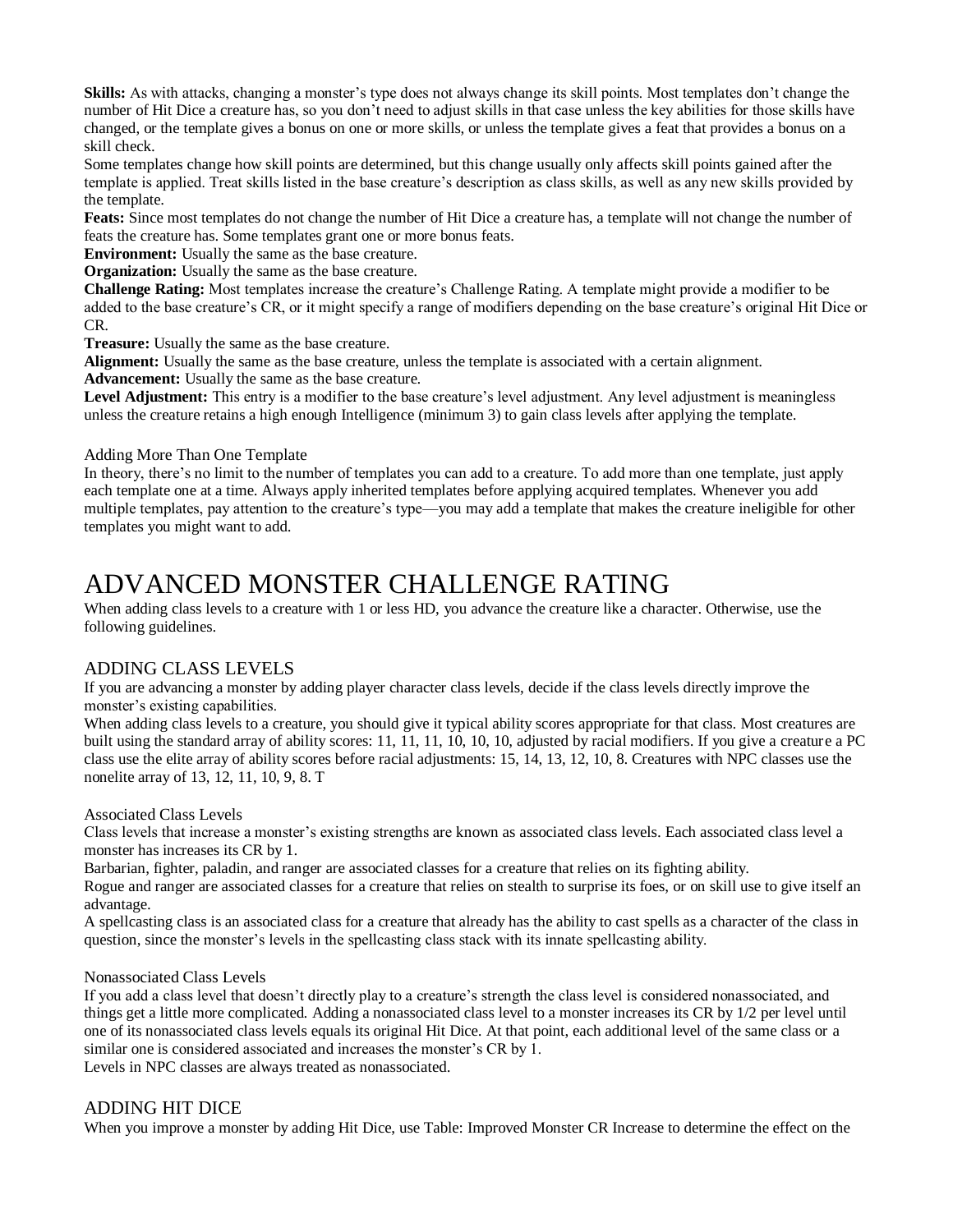**Skills:** As with attacks, changing a monster's type does not always change its skill points. Most templates don't change the number of Hit Dice a creature has, so you don't need to adjust skills in that case unless the key abilities for those skills have changed, or the template gives a bonus on one or more skills, or unless the template gives a feat that provides a bonus on a skill check.

Some templates change how skill points are determined, but this change usually only affects skill points gained after the template is applied. Treat skills listed in the base creature's description as class skills, as well as any new skills provided by the template.

**Feats:** Since most templates do not change the number of Hit Dice a creature has, a template will not change the number of feats the creature has. Some templates grant one or more bonus feats.

**Environment:** Usually the same as the base creature.

**Organization:** Usually the same as the base creature.

**Challenge Rating:** Most templates increase the creature's Challenge Rating. A template might provide a modifier to be added to the base creature's CR, or it might specify a range of modifiers depending on the base creature's original Hit Dice or CR.

**Treasure:** Usually the same as the base creature.

**Alignment:** Usually the same as the base creature, unless the template is associated with a certain alignment.

**Advancement:** Usually the same as the base creature.

**Level Adjustment:** This entry is a modifier to the base creature's level adjustment. Any level adjustment is meaningless unless the creature retains a high enough Intelligence (minimum 3) to gain class levels after applying the template.

### Adding More Than One Template

In theory, there's no limit to the number of templates you can add to a creature. To add more than one template, just apply each template one at a time. Always apply inherited templates before applying acquired templates. Whenever you add multiple templates, pay attention to the creature's type—you may add a template that makes the creature ineligible for other templates you might want to add.

# ADVANCED MONSTER CHALLENGE RATING

When adding class levels to a creature with 1 or less HD, you advance the creature like a character. Otherwise, use the following guidelines.

## ADDING CLASS LEVELS

If you are advancing a monster by adding player character class levels, decide if the class levels directly improve the monster's existing capabilities.

When adding class levels to a creature, you should give it typical ability scores appropriate for that class. Most creatures are built using the standard array of ability scores: 11, 11, 11, 10, 10, 10, adjusted by racial modifiers. If you give a creature a PC class use the elite array of ability scores before racial adjustments: 15, 14, 13, 12, 10, 8. Creatures with NPC classes use the nonelite array of 13, 12, 11, 10, 9, 8. T

### Associated Class Levels

Class levels that increase a monster's existing strengths are known as associated class levels. Each associated class level a monster has increases its CR by 1.

Barbarian, fighter, paladin, and ranger are associated classes for a creature that relies on its fighting ability.

Rogue and ranger are associated classes for a creature that relies on stealth to surprise its foes, or on skill use to give itself an advantage.

A spellcasting class is an associated class for a creature that already has the ability to cast spells as a character of the class in question, since the monster's levels in the spellcasting class stack with its innate spellcasting ability.

### Nonassociated Class Levels

If you add a class level that doesn't directly play to a creature's strength the class level is considered nonassociated, and things get a little more complicated. Adding a nonassociated class level to a monster increases its CR by 1/2 per level until one of its nonassociated class levels equals its original Hit Dice. At that point, each additional level of the same class or a similar one is considered associated and increases the monster's CR by 1.

Levels in NPC classes are always treated as nonassociated.

## ADDING HIT DICE

When you improve a monster by adding Hit Dice, use Table: Improved Monster CR Increase to determine the effect on the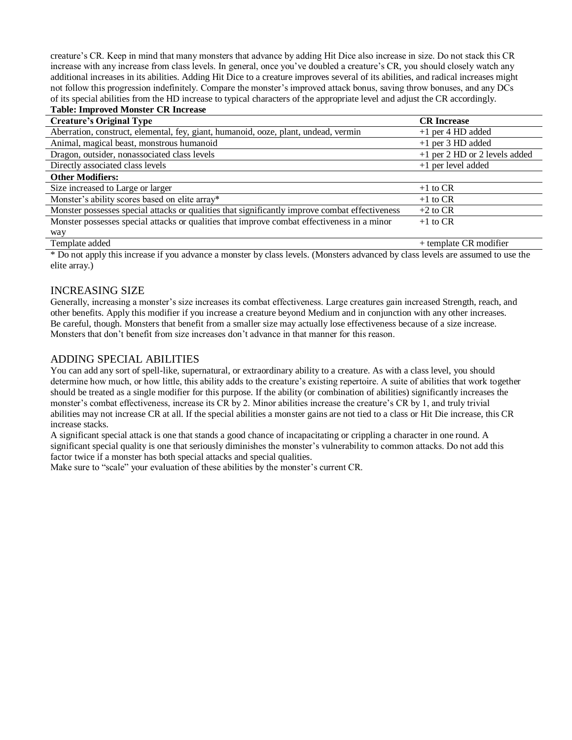creature's CR. Keep in mind that many monsters that advance by adding Hit Dice also increase in size. Do not stack this CR increase with any increase from class levels. In general, once you've doubled a creature's CR, you should closely watch any additional increases in its abilities. Adding Hit Dice to a creature improves several of its abilities, and radical increases might not follow this progression indefinitely. Compare the monster's improved attack bonus, saving throw bonuses, and any DCs of its special abilities from the HD increase to typical characters of the appropriate level and adjust the CR accordingly.

**Table: Improved Monster CR Increase**

| **Creature's Original Type** | **CR Increase** |
| --- | --- |
| Aberration, construct, elemental, fey, giant, humanoid, ooze, plant, undead, vermin | +1 per 4 HD added |
| Animal, magical beast, monstrous humanoid | +1 per 3 HD added |
| Dragon, outsider, nonassociated class levels | +1 per 2 HD or 2 levels added |
| Directly associated class levels | +1 per level added |
| **Other Modifiers:** | |
| Size increased to Large or larger | +1 to CR |
| Monster's ability scores based on elite array* | +1 to CR |
| Monster possesses special attacks or qualities that significantly improve combat effectiveness | +2 to CR |
| Monster possesses special attacks or qualities that improve combat effectiveness in a minor way | +1 to CR |
| Template added | + template CR modifier |

* Do not apply this increase if you advance a monster by class levels. (Monsters advanced by class levels are assumed to use the elite array.)

## INCREASING SIZE

Generally, increasing a monster's size increases its combat effectiveness. Large creatures gain increased Strength, reach, and other benefits. Apply this modifier if you increase a creature beyond Medium and in conjunction with any other increases. Be careful, though. Monsters that benefit from a smaller size may actually lose effectiveness because of a size increase. Monsters that don't benefit from size increases don't advance in that manner for this reason.

## ADDING SPECIAL ABILITIES

You can add any sort of spell-like, supernatural, or extraordinary ability to a creature. As with a class level, you should determine how much, or how little, this ability adds to the creature's existing repertoire. A suite of abilities that work together should be treated as a single modifier for this purpose. If the ability (or combination of abilities) significantly increases the monster's combat effectiveness, increase its CR by 2. Minor abilities increase the creature's CR by 1, and truly trivial abilities may not increase CR at all. If the special abilities a monster gains are not tied to a class or Hit Die increase, this CR increase stacks.

A significant special attack is one that stands a good chance of incapacitating or crippling a character in one round. A significant special quality is one that seriously diminishes the monster's vulnerability to common attacks. Do not add this factor twice if a monster has both special attacks and special qualities.

Make sure to "scale" your evaluation of these abilities by the monster's current CR.